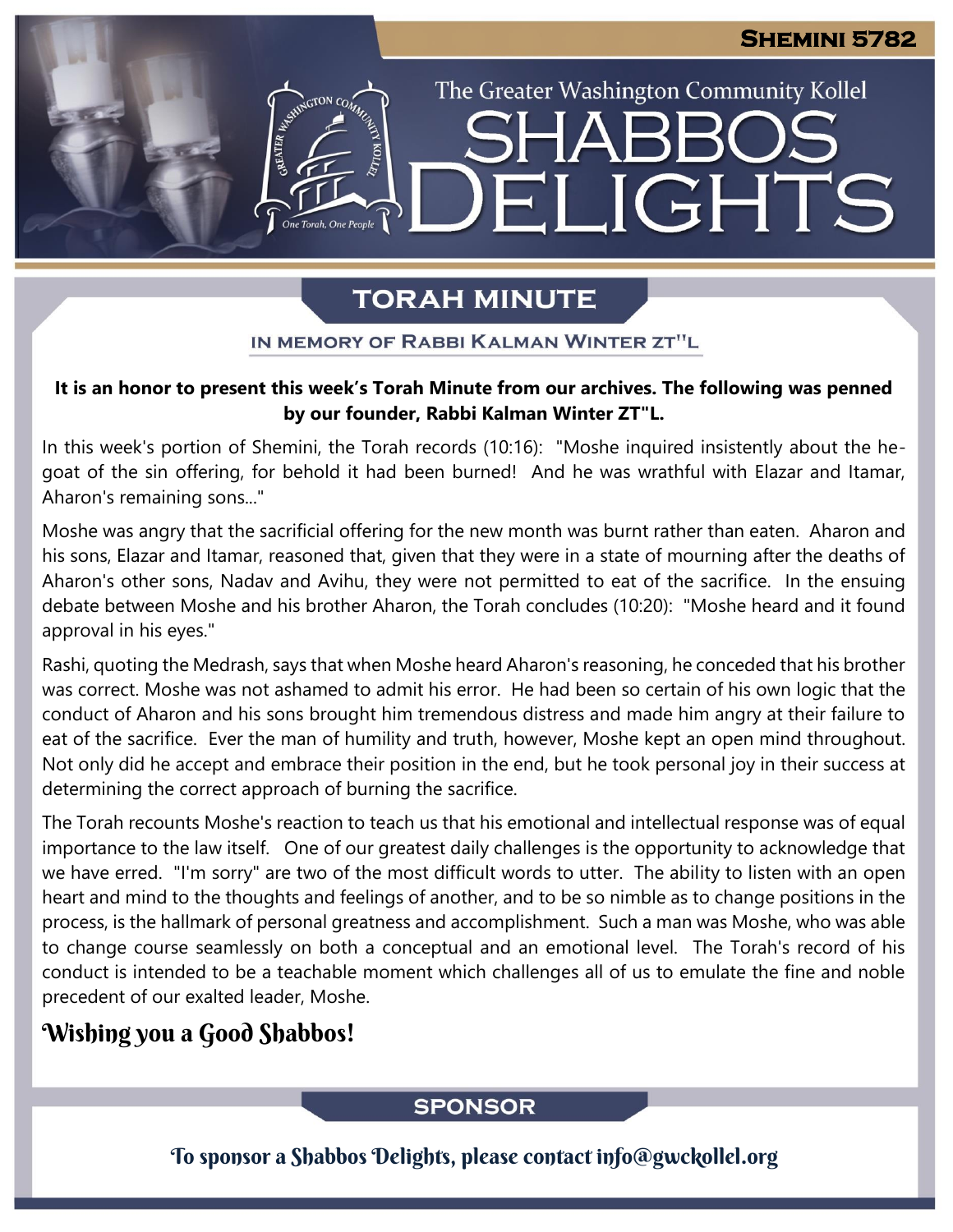**Shemini 5782**

The Greater Washington Community Kollel

# Shabbos Delights

## Torah Minute

### In memory of Rabbi Kalman Winter zt"l

**It is an honor to present this week's Torah Minute from our archives. The following was penned by our founder, Rabbi Kalman Winter ZT"L.**

In this week's portion of Shemini, the Torah records (10:16): "Moshe inquired insistently about the he-goat of the sin offering, for behold it had been burned! And he was wrathful with Elazar and Itamar, Aharon's remaining sons..."

Moshe was angry that the sacrificial offering for the new month was burnt rather than eaten. Aharon and his sons, Elazar and Itamar, reasoned that, given that they were in a state of mourning after the deaths of Aharon's other sons, Nadav and Avihu, they were not permitted to eat of the sacrifice. In the ensuing debate between Moshe and his brother Aharon, the Torah concludes (10:20): "Moshe heard and it found approval in his eyes."

Rashi, quoting the Medrash, says that when Moshe heard Aharon's reasoning, he conceded that his brother was correct. Moshe was not ashamed to admit his error. He had been so certain of his own logic that the conduct of Aharon and his sons brought him tremendous distress and made him angry at their failure to eat of the sacrifice. Ever the man of humility and truth, however, Moshe kept an open mind throughout. Not only did he accept and embrace their position in the end, but he took personal joy in their success at determining the correct approach of burning the sacrifice.

The Torah recounts Moshe's reaction to teach us that his emotional and intellectual response was of equal importance to the law itself. One of our greatest daily challenges is the opportunity to acknowledge that we have erred. "I'm sorry" are two of the most difficult words to utter. The ability to listen with an open heart and mind to the thoughts and feelings of another, and to be so nimble as to change positions in the process, is the hallmark of personal greatness and accomplishment. Such a man was Moshe, who was able to change course seamlessly on both a conceptual and an emotional level. The Torah's record of his conduct is intended to be a teachable moment which challenges all of us to emulate the fine and noble precedent of our exalted leader, Moshe.

**Wishing you a Good Shabbos!**

## Sponsor

To sponsor a Shabbos Delights, please contact info@gwckollel.org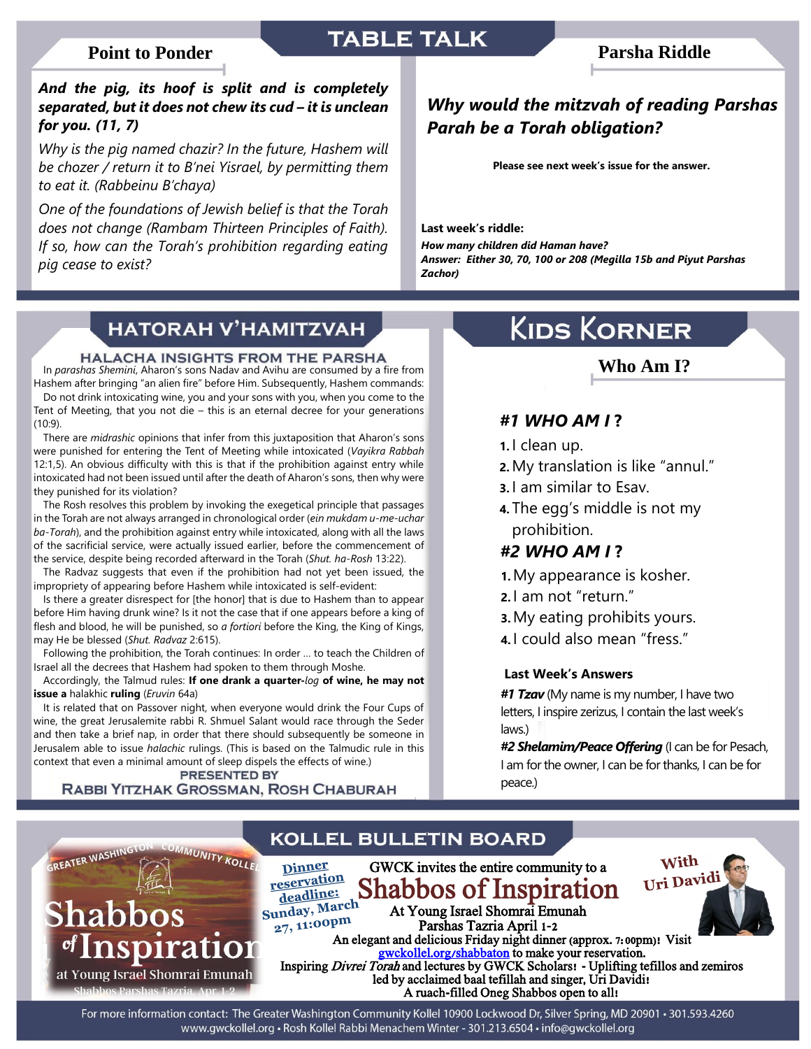# TABLE TALK

## Point to Ponder

***And the pig, its hoof is split and is completely separated, but it does not chew its cud – it is unclean for you. (11, 7)***

*Why is the pig named chazir? In the future, Hashem will be chozer / return it to B'nei Yisrael, by permitting them to eat it. (Rabbeinu B'chaya)*

*One of the foundations of Jewish belief is that the Torah does not change (Rambam Thirteen Principles of Faith). If so, how can the Torah's prohibition regarding eating pig cease to exist?*

## Parsha Riddle

***Why would the mitzvah of reading Parshas Parah be a Torah obligation?***

**Please see next week's issue for the answer.**

**Last week's riddle:**

***How many children did Haman have?***

***Answer: Either 30, 70, 100 or 208 (Megilla 15b and Piyut Parshas Zachor)***

# HATORAH V'HAMITZVAH

## HALACHA INSIGHTS FROM THE PARSHA

In *parashas Shemini*, Aharon's sons Nadav and Avihu are consumed by a fire from Hashem after bringing "an alien fire" before Him. Subsequently, Hashem commands:

Do not drink intoxicating wine, you and your sons with you, when you come to the Tent of Meeting, that you not die – this is an eternal decree for your generations (10:9).

There are *midrashic* opinions that infer from this juxtaposition that Aharon's sons were punished for entering the Tent of Meeting while intoxicated (*Vayikra Rabbah* 12:1,5). An obvious difficulty with this is that if the prohibition against entry while intoxicated had not been issued until after the death of Aharon's sons, then why were they punished for its violation?

The Rosh resolves this problem by invoking the exegetical principle that passages in the Torah are not always arranged in chronological order (*ein mukdam u-me-uchar ba-Torah*), and the prohibition against entry while intoxicated, along with all the laws of the sacrificial service, were actually issued earlier, before the commencement of the service, despite being recorded afterward in the Torah (*Shut. ha-Rosh* 13:22).

The Radvaz suggests that even if the prohibition had not yet been issued, the impropriety of appearing before Hashem while intoxicated is self-evident:

Is there a greater disrespect for [the honor] that is due to Hashem than to appear before Him having drunk wine? Is it not the case that if one appears before a king of flesh and blood, he will be punished, so *a fortiori* before the King, the King of Kings, may He be blessed (*Shut. Radvaz* 2:615).

Following the prohibition, the Torah continues: In order … to teach the Children of Israel all the decrees that Hashem had spoken to them through Moshe.

Accordingly, the Talmud rules: **If one drank a quarter-*log* of wine, he may not issue a** halakhic **ruling** (*Eruvin* 64a)

It is related that on Passover night, when everyone would drink the Four Cups of wine, the great Jerusalemite rabbi R. Shmuel Salant would race through the Seder and then take a brief nap, in order that there should subsequently be someone in Jerusalem able to issue *halachic* rulings. (This is based on the Talmudic rule in this context that even a minimal amount of sleep dispels the effects of wine.)

PRESENTED BY
RABBI YITZHAK GROSSMAN, ROSH CHABURAH

# KIDS KORNER

## Who Am I?

### #1 WHO AM I ?

1. I clean up.
2. My translation is like "annul."
3. I am similar to Esav.
4. The egg's middle is not my prohibition.

### #2 WHO AM I ?

1. My appearance is kosher.
2. I am not "return."
3. My eating prohibits yours.
4. I could also mean "fress."

**Last Week's Answers**

***#1 Tzav*** (My name is my number, I have two letters, I inspire zerizus, I contain the last week's laws.)

***#2 Shelamim/Peace Offering*** (I can be for Pesach, I am for the owner, I can be for thanks, I can be for peace.)

# KOLLEL BULLETIN BOARD

Greater Washington Community Kollel
Shabbos of Inspiration
at Young Israel Shomrai Emunah
Shabbos Parshas Tazria, Apr. 1-2

Dinner reservation deadline: Sunday, March 27, 11:00pm

GWCK invites the entire community to a
**Shabbos of Inspiration**
At Young Israel Shomrai Emunah
Parshas Tazria April 1-2

With Uri Davidi

An elegant and delicious Friday night dinner (approx. 7:00pm)! Visit gwckollel.org/shabbaton to make your reservation.
Inspiring *Divrei Torah* and lectures by GWCK Scholars! - Uplifting tefillos and zemiros led by acclaimed baal tefillah and singer, Uri Davidi!
A ruach-filled Oneg Shabbos open to all!

For more information contact: The Greater Washington Community Kollel 10900 Lockwood Dr, Silver Spring, MD 20901 • 301.593.4260
www.gwckollel.org • Rosh Kollel Rabbi Menachem Winter - 301.213.6504 • info@gwckollel.org